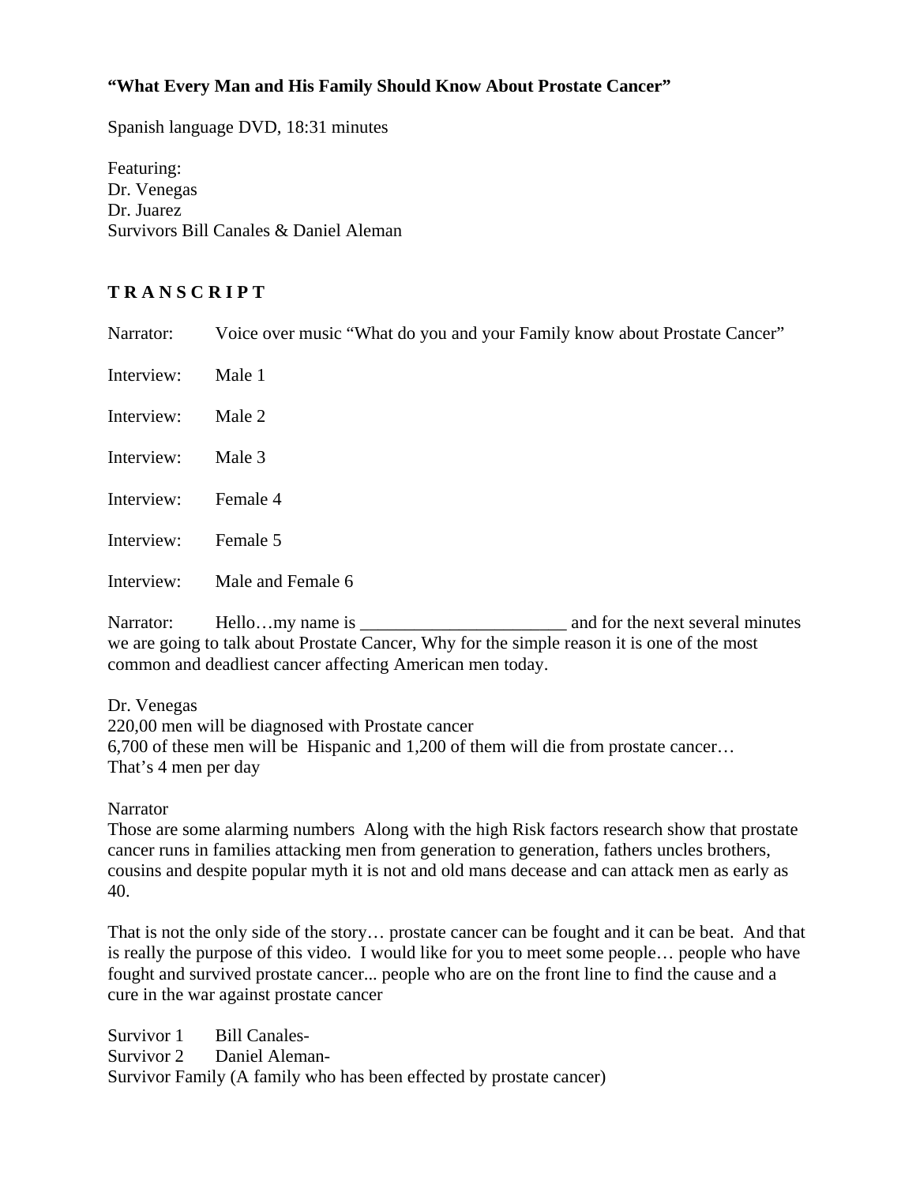**"What Every Man and His Family Should Know About Prostate Cancer"**

Spanish language DVD, 18:31 minutes

Featuring:
Dr. Venegas
Dr. Juarez
Survivors Bill Canales & Daniel Aleman

**T R A N S C R I P T**

Narrator: Voice over music "What do you and your Family know about Prostate Cancer"

Interview: Male 1

Interview: Male 2

Interview: Male 3

Interview: Female 4

Interview: Female 5

Interview: Male and Female 6

Narrator: Hello…my name is _______________________ and for the next several minutes we are going to talk about Prostate Cancer, Why for the simple reason it is one of the most common and deadliest cancer affecting American men today.

Dr. Venegas
220,00 men will be diagnosed with Prostate cancer
6,700 of these men will be Hispanic and 1,200 of them will die from prostate cancer…
That's 4 men per day

Narrator
Those are some alarming numbers Along with the high Risk factors research show that prostate cancer runs in families attacking men from generation to generation, fathers uncles brothers, cousins and despite popular myth it is not and old mans decease and can attack men as early as 40.

That is not the only side of the story… prostate cancer can be fought and it can be beat. And that is really the purpose of this video. I would like for you to meet some people… people who have fought and survived prostate cancer... people who are on the front line to find the cause and a cure in the war against prostate cancer

Survivor 1 Bill Canales-
Survivor 2 Daniel Aleman-
Survivor Family (A family who has been effected by prostate cancer)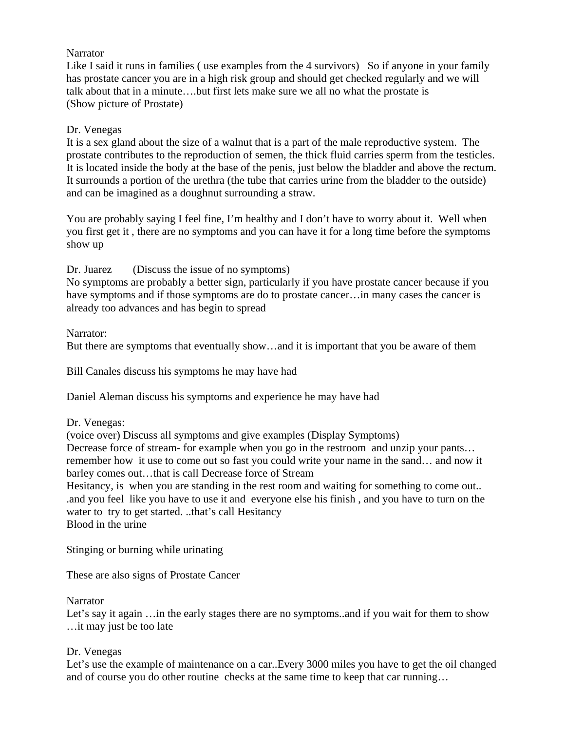Narrator
Like I said it runs in families ( use examples from the 4 survivors)   So if anyone in your family has prostate cancer you are in a high risk group and should get checked regularly and we will talk about that in a minute….but first lets make sure we all no what the prostate is
(Show picture of Prostate)

Dr. Venegas
It is a sex gland about the size of a walnut that is a part of the male reproductive system.  The prostate contributes to the reproduction of semen, the thick fluid carries sperm from the testicles. It is located inside the body at the base of the penis, just below the bladder and above the rectum. It surrounds a portion of the urethra (the tube that carries urine from the bladder to the outside) and can be imagined as a doughnut surrounding a straw.

You are probably saying I feel fine, I'm healthy and I don't have to worry about it.  Well when you first get it , there are no symptoms and you can have it for a long time before the symptoms show up

Dr. Juarez        (Discuss the issue of no symptoms)
No symptoms are probably a better sign, particularly if you have prostate cancer because if you have symptoms and if those symptoms are do to prostate cancer…in many cases the cancer is already too advances and has begin to spread

Narrator:
But there are symptoms that eventually show…and it is important that you be aware of them

Bill Canales discuss his symptoms he may have had

Daniel Aleman discuss his symptoms and experience he may have had

Dr. Venegas:
(voice over) Discuss all symptoms and give examples (Display Symptoms)
Decrease force of stream- for example when you go in the restroom  and unzip your pants… remember how  it use to come out so fast you could write your name in the sand… and now it barley comes out…that is call Decrease force of Stream
Hesitancy, is  when you are standing in the rest room and waiting for something to come out.. .and you feel  like you have to use it and  everyone else his finish , and you have to turn on the water to  try to get started. ..that's call Hesitancy
Blood in the urine

Stinging or burning while urinating

These are also signs of Prostate Cancer

Narrator
Let's say it again …in the early stages there are no symptoms..and if you wait for them to show …it may just be too late

Dr. Venegas
Let's use the example of maintenance on a car..Every 3000 miles you have to get the oil changed and of course you do other routine  checks at the same time to keep that car running…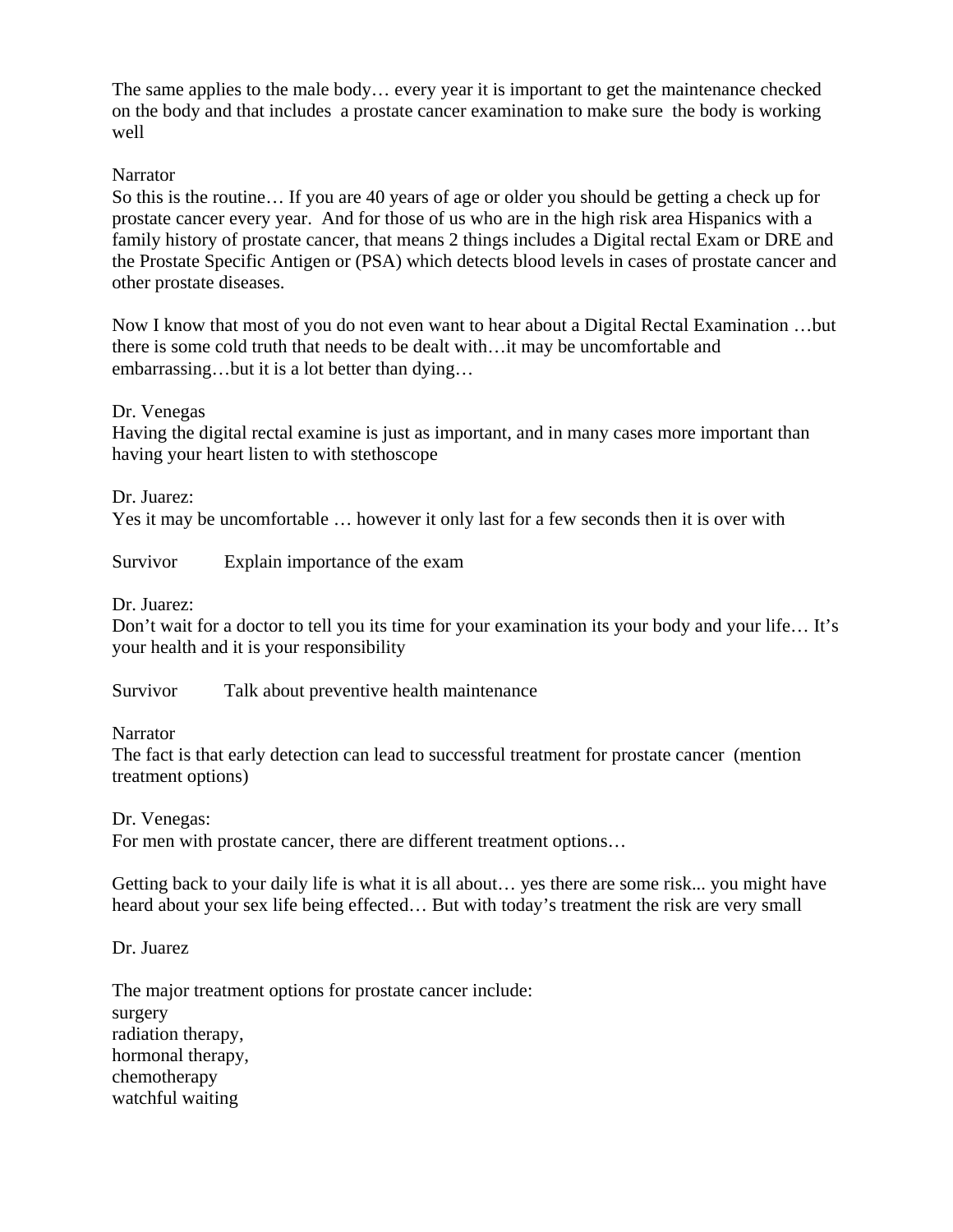The same applies to the male body… every year it is important to get the maintenance checked on the body and that includes a prostate cancer examination to make sure the body is working well

Narrator
So this is the routine… If you are 40 years of age or older you should be getting a check up for prostate cancer every year. And for those of us who are in the high risk area Hispanics with a family history of prostate cancer, that means 2 things includes a Digital rectal Exam or DRE and the Prostate Specific Antigen or (PSA) which detects blood levels in cases of prostate cancer and other prostate diseases.

Now I know that most of you do not even want to hear about a Digital Rectal Examination …but there is some cold truth that needs to be dealt with…it may be uncomfortable and embarrassing…but it is a lot better than dying…

Dr. Venegas
Having the digital rectal examine is just as important, and in many cases more important than having your heart listen to with stethoscope

Dr. Juarez:
Yes it may be uncomfortable … however it only last for a few seconds then it is over with

Survivor Explain importance of the exam

Dr. Juarez:
Don't wait for a doctor to tell you its time for your examination its your body and your life… It's your health and it is your responsibility

Survivor Talk about preventive health maintenance

Narrator
The fact is that early detection can lead to successful treatment for prostate cancer (mention treatment options)

Dr. Venegas:
For men with prostate cancer, there are different treatment options…

Getting back to your daily life is what it is all about… yes there are some risk... you might have heard about your sex life being effected… But with today's treatment the risk are very small

Dr. Juarez

The major treatment options for prostate cancer include:
surgery
radiation therapy,
hormonal therapy,
chemotherapy
watchful waiting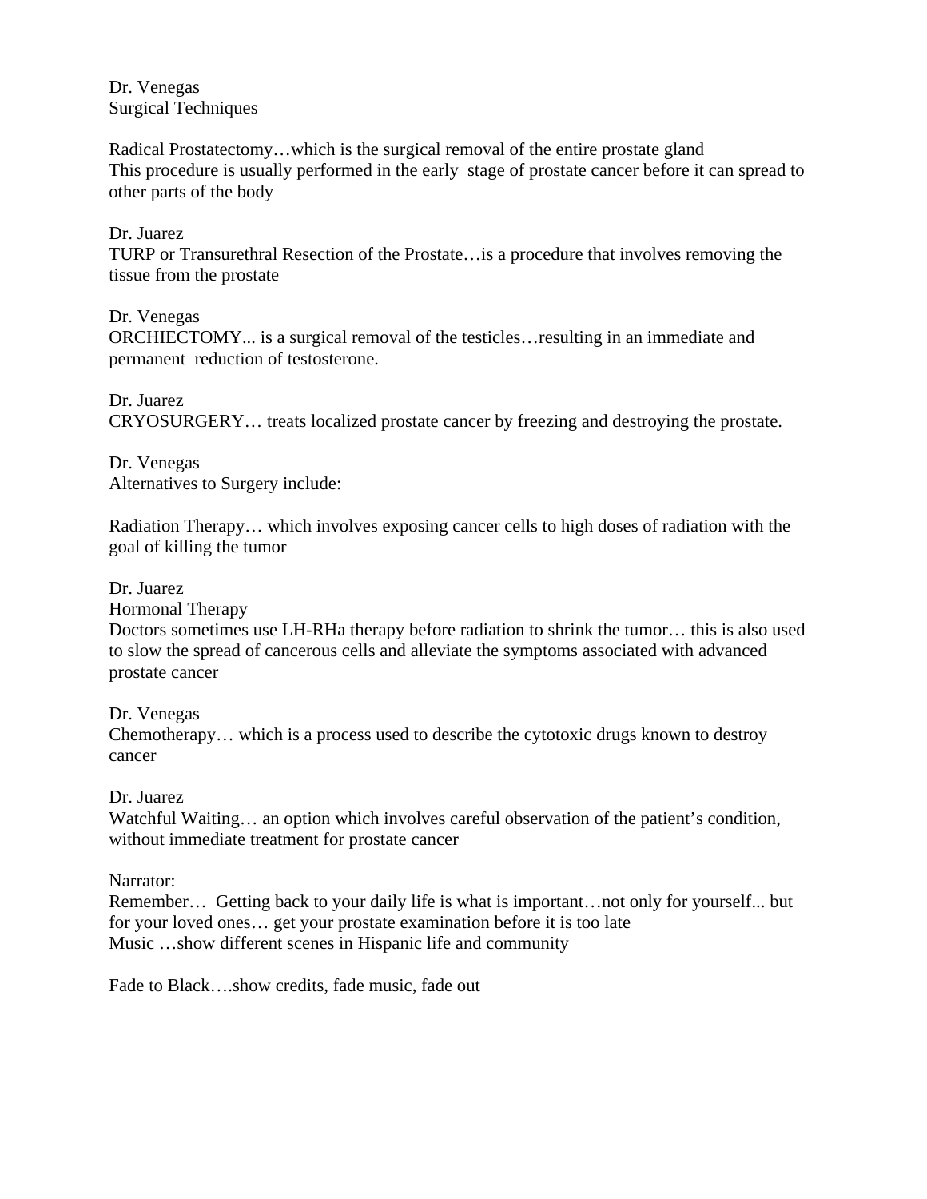Dr. Venegas
Surgical Techniques

Radical Prostatectomy…which is the surgical removal of the entire prostate gland
This procedure is usually performed in the early stage of prostate cancer before it can spread to other parts of the body

Dr. Juarez
TURP or Transurethral Resection of the Prostate…is a procedure that involves removing the tissue from the prostate

Dr. Venegas
ORCHIECTOMY... is a surgical removal of the testicles…resulting in an immediate and permanent reduction of testosterone.

Dr. Juarez
CRYOSURGERY… treats localized prostate cancer by freezing and destroying the prostate.

Dr. Venegas
Alternatives to Surgery include:

Radiation Therapy… which involves exposing cancer cells to high doses of radiation with the goal of killing the tumor

Dr. Juarez
Hormonal Therapy
Doctors sometimes use LH-RHa therapy before radiation to shrink the tumor… this is also used to slow the spread of cancerous cells and alleviate the symptoms associated with advanced prostate cancer

Dr. Venegas
Chemotherapy… which is a process used to describe the cytotoxic drugs known to destroy cancer

Dr. Juarez
Watchful Waiting… an option which involves careful observation of the patient's condition, without immediate treatment for prostate cancer

Narrator:
Remember… Getting back to your daily life is what is important…not only for yourself... but for your loved ones… get your prostate examination before it is too late
Music …show different scenes in Hispanic life and community

Fade to Black….show credits, fade music, fade out